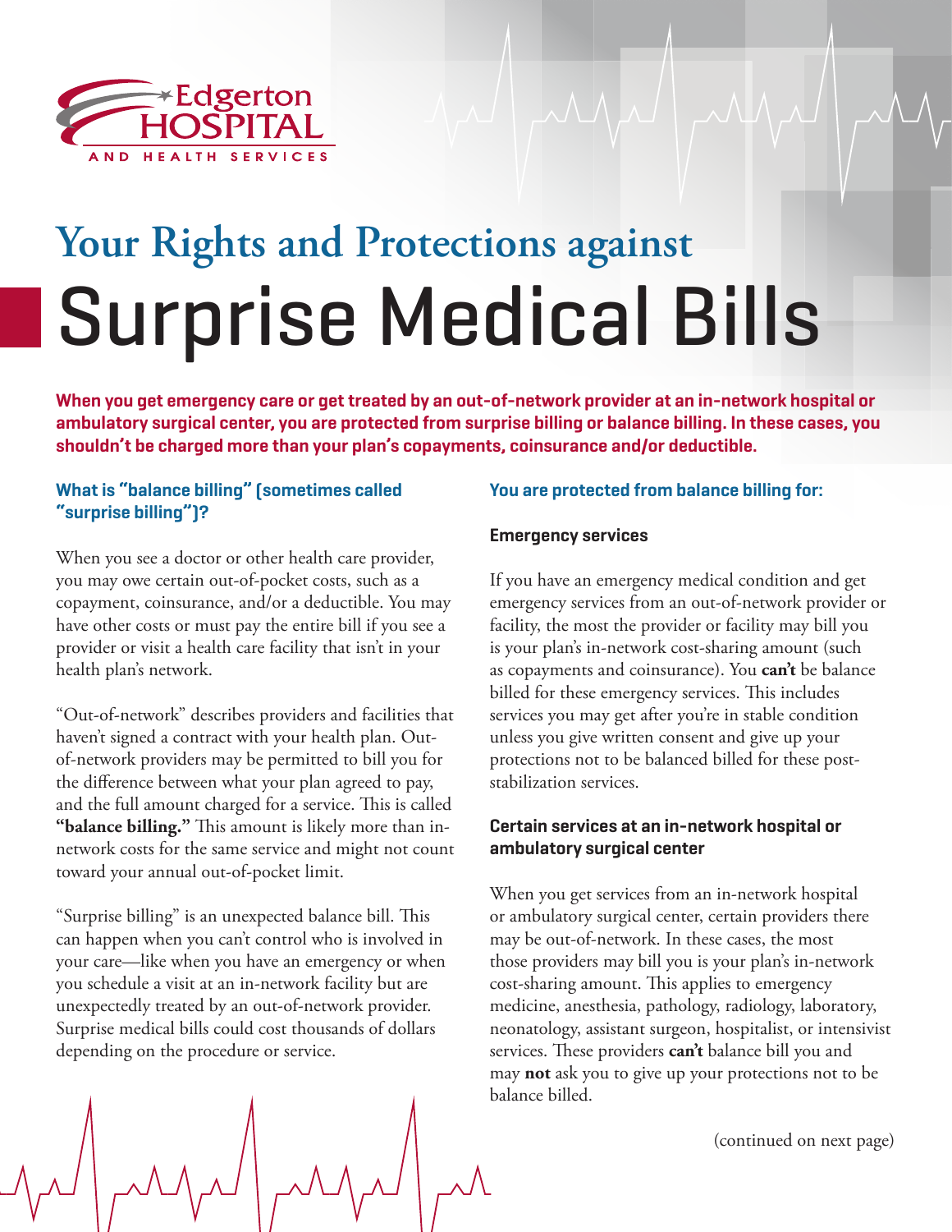Edgerton HOSPITAL AND HEALTH SERVICES

# Your Rights and Protections against Surprise Medical Bills

**When you get emergency care or get treated by an out-of-network provider at an in-network hospital or ambulatory surgical center, you are protected from surprise billing or balance billing. In these cases, you shouldn't be charged more than your plan's copayments, coinsurance and/or deductible.**

## What is "balance billing" (sometimes called "surprise billing")?

When you see a doctor or other health care provider, you may owe certain out-of-pocket costs, such as a copayment, coinsurance, and/or a deductible. You may have other costs or must pay the entire bill if you see a provider or visit a health care facility that isn't in your health plan's network.

"Out-of-network" describes providers and facilities that haven't signed a contract with your health plan. Out-of-network providers may be permitted to bill you for the difference between what your plan agreed to pay, and the full amount charged for a service. This is called **"balance billing."** This amount is likely more than in-network costs for the same service and might not count toward your annual out-of-pocket limit.

"Surprise billing" is an unexpected balance bill. This can happen when you can't control who is involved in your care—like when you have an emergency or when you schedule a visit at an in-network facility but are unexpectedly treated by an out-of-network provider. Surprise medical bills could cost thousands of dollars depending on the procedure or service.

## You are protected from balance billing for:

### Emergency services

If you have an emergency medical condition and get emergency services from an out-of-network provider or facility, the most the provider or facility may bill you is your plan's in-network cost-sharing amount (such as copayments and coinsurance). You **can't** be balance billed for these emergency services. This includes services you may get after you're in stable condition unless you give written consent and give up your protections not to be balanced billed for these post-stabilization services.

### Certain services at an in-network hospital or ambulatory surgical center

When you get services from an in-network hospital or ambulatory surgical center, certain providers there may be out-of-network. In these cases, the most those providers may bill you is your plan's in-network cost-sharing amount. This applies to emergency medicine, anesthesia, pathology, radiology, laboratory, neonatology, assistant surgeon, hospitalist, or intensivist services. These providers **can't** balance bill you and may **not** ask you to give up your protections not to be balance billed.

(continued on next page)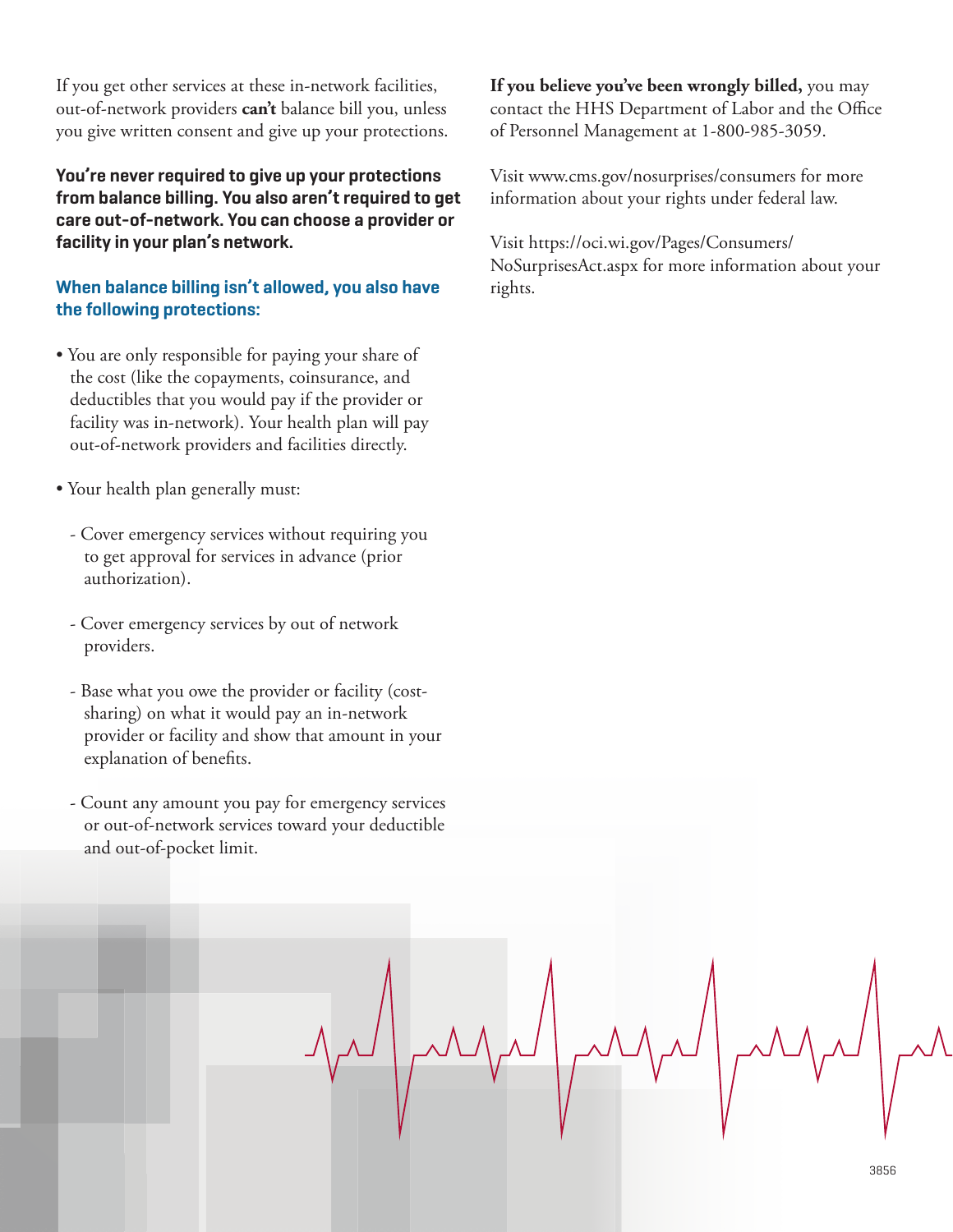If you get other services at these in-network facilities, out-of-network providers **can't** balance bill you, unless you give written consent and give up your protections.

**You're never required to give up your protections from balance billing. You also aren't required to get care out-of-network. You can choose a provider or facility in your plan's network.**

### When balance billing isn't allowed, you also have the following protections:

- You are only responsible for paying your share of the cost (like the copayments, coinsurance, and deductibles that you would pay if the provider or facility was in-network). Your health plan will pay out-of-network providers and facilities directly.
- Your health plan generally must:
  - Cover emergency services without requiring you to get approval for services in advance (prior authorization).
  - Cover emergency services by out of network providers.
  - Base what you owe the provider or facility (cost-sharing) on what it would pay an in-network provider or facility and show that amount in your explanation of benefits.
  - Count any amount you pay for emergency services or out-of-network services toward your deductible and out-of-pocket limit.

**If you believe you've been wrongly billed,** you may contact the HHS Department of Labor and the Office of Personnel Management at 1-800-985-3059.

Visit www.cms.gov/nosurprises/consumers for more information about your rights under federal law.

Visit https://oci.wi.gov/Pages/Consumers/NoSurprisesAct.aspx for more information about your rights.

3856